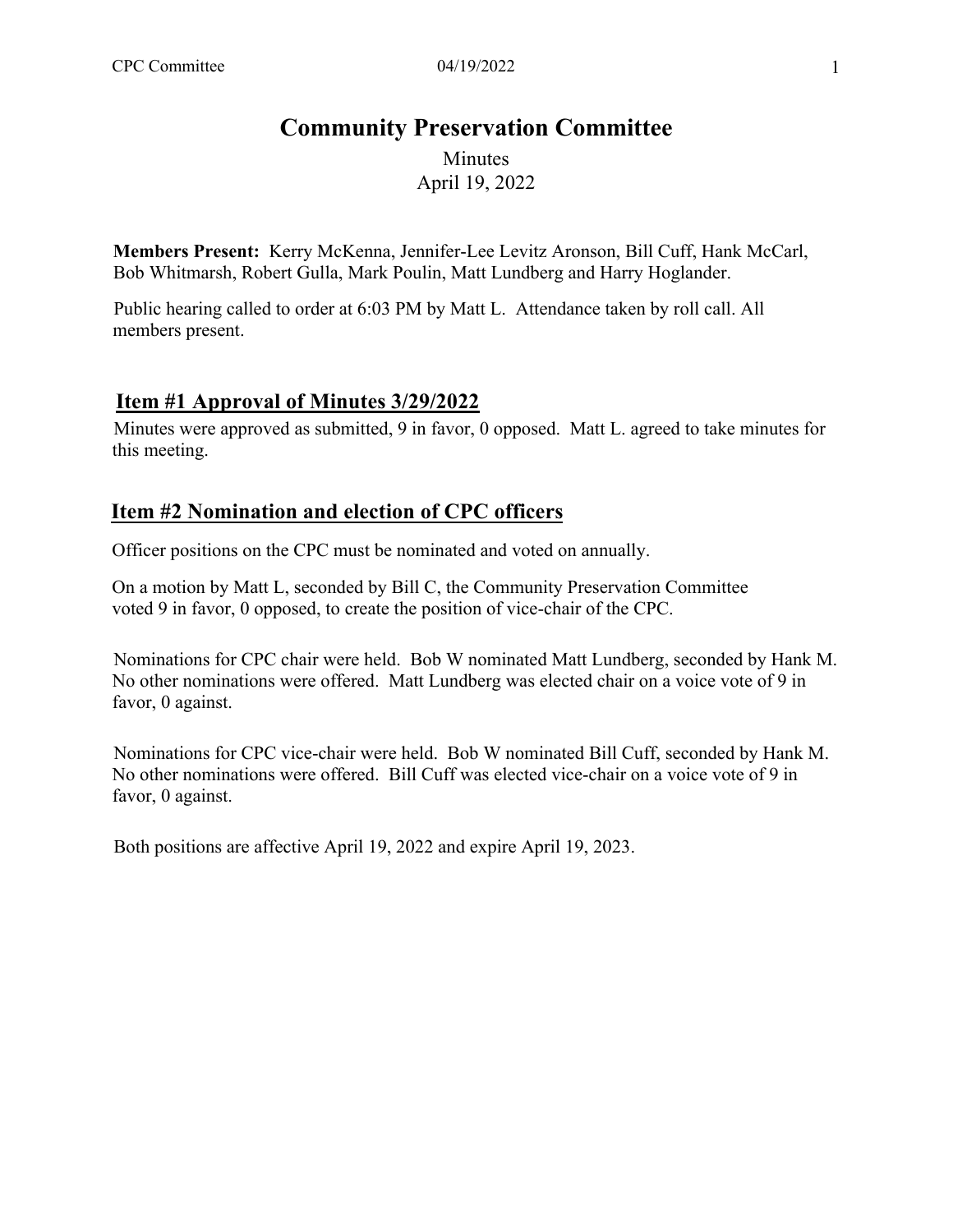# Community Preservation Committee

Minutes
April 19, 2022

**Members Present:** Kerry McKenna, Jennifer-Lee Levitz Aronson, Bill Cuff, Hank McCarl, Bob Whitmarsh, Robert Gulla, Mark Poulin, Matt Lundberg and Harry Hoglander.

Public hearing called to order at 6:03 PM by Matt L. Attendance taken by roll call. All members present.

## Item #1 Approval of Minutes 3/29/2022

Minutes were approved as submitted, 9 in favor, 0 opposed. Matt L. agreed to take minutes for this meeting.

## Item #2 Nomination and election of CPC officers

Officer positions on the CPC must be nominated and voted on annually.

On a motion by Matt L, seconded by Bill C, the Community Preservation Committee voted 9 in favor, 0 opposed, to create the position of vice-chair of the CPC.

Nominations for CPC chair were held. Bob W nominated Matt Lundberg, seconded by Hank M. No other nominations were offered. Matt Lundberg was elected chair on a voice vote of 9 in favor, 0 against.

Nominations for CPC vice-chair were held. Bob W nominated Bill Cuff, seconded by Hank M. No other nominations were offered. Bill Cuff was elected vice-chair on a voice vote of 9 in favor, 0 against.

Both positions are affective April 19, 2022 and expire April 19, 2023.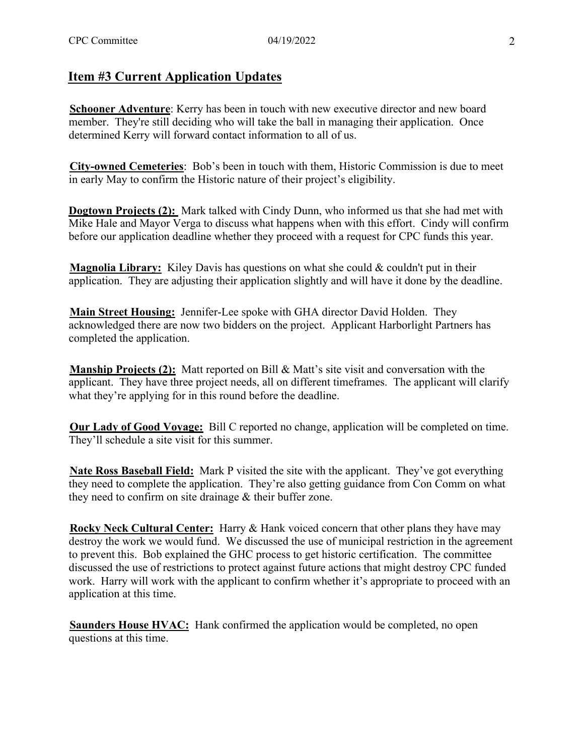## Item #3 Current Application Updates

**Schooner Adventure**: Kerry has been in touch with new executive director and new board member. They're still deciding who will take the ball in managing their application. Once determined Kerry will forward contact information to all of us.

**City-owned Cemeteries**: Bob's been in touch with them, Historic Commission is due to meet in early May to confirm the Historic nature of their project's eligibility.

**Dogtown Projects (2):** Mark talked with Cindy Dunn, who informed us that she had met with Mike Hale and Mayor Verga to discuss what happens when with this effort. Cindy will confirm before our application deadline whether they proceed with a request for CPC funds this year.

**Magnolia Library:** Kiley Davis has questions on what she could & couldn't put in their application. They are adjusting their application slightly and will have it done by the deadline.

**Main Street Housing:** Jennifer-Lee spoke with GHA director David Holden. They acknowledged there are now two bidders on the project. Applicant Harborlight Partners has completed the application.

**Manship Projects (2):** Matt reported on Bill & Matt's site visit and conversation with the applicant. They have three project needs, all on different timeframes. The applicant will clarify what they're applying for in this round before the deadline.

**Our Lady of Good Voyage:** Bill C reported no change, application will be completed on time. They'll schedule a site visit for this summer.

**Nate Ross Baseball Field:** Mark P visited the site with the applicant. They've got everything they need to complete the application. They're also getting guidance from Con Comm on what they need to confirm on site drainage & their buffer zone.

**Rocky Neck Cultural Center:** Harry & Hank voiced concern that other plans they have may destroy the work we would fund. We discussed the use of municipal restriction in the agreement to prevent this. Bob explained the GHC process to get historic certification. The committee discussed the use of restrictions to protect against future actions that might destroy CPC funded work. Harry will work with the applicant to confirm whether it's appropriate to proceed with an application at this time.

**Saunders House HVAC:** Hank confirmed the application would be completed, no open questions at this time.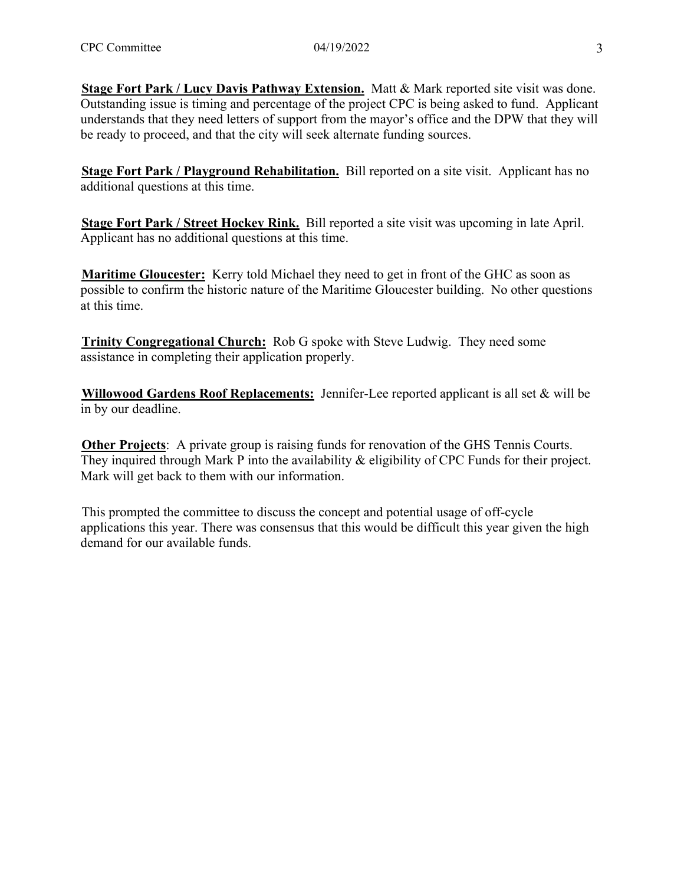**Stage Fort Park / Lucy Davis Pathway Extension.** Matt & Mark reported site visit was done. Outstanding issue is timing and percentage of the project CPC is being asked to fund. Applicant understands that they need letters of support from the mayor's office and the DPW that they will be ready to proceed, and that the city will seek alternate funding sources.

**Stage Fort Park / Playground Rehabilitation.** Bill reported on a site visit. Applicant has no additional questions at this time.

**Stage Fort Park / Street Hockey Rink.** Bill reported a site visit was upcoming in late April. Applicant has no additional questions at this time.

**Maritime Gloucester:** Kerry told Michael they need to get in front of the GHC as soon as possible to confirm the historic nature of the Maritime Gloucester building. No other questions at this time.

**Trinity Congregational Church:** Rob G spoke with Steve Ludwig. They need some assistance in completing their application properly.

**Willowood Gardens Roof Replacements:** Jennifer-Lee reported applicant is all set & will be in by our deadline.

**Other Projects**: A private group is raising funds for renovation of the GHS Tennis Courts. They inquired through Mark P into the availability & eligibility of CPC Funds for their project. Mark will get back to them with our information.

This prompted the committee to discuss the concept and potential usage of off-cycle applications this year. There was consensus that this would be difficult this year given the high demand for our available funds.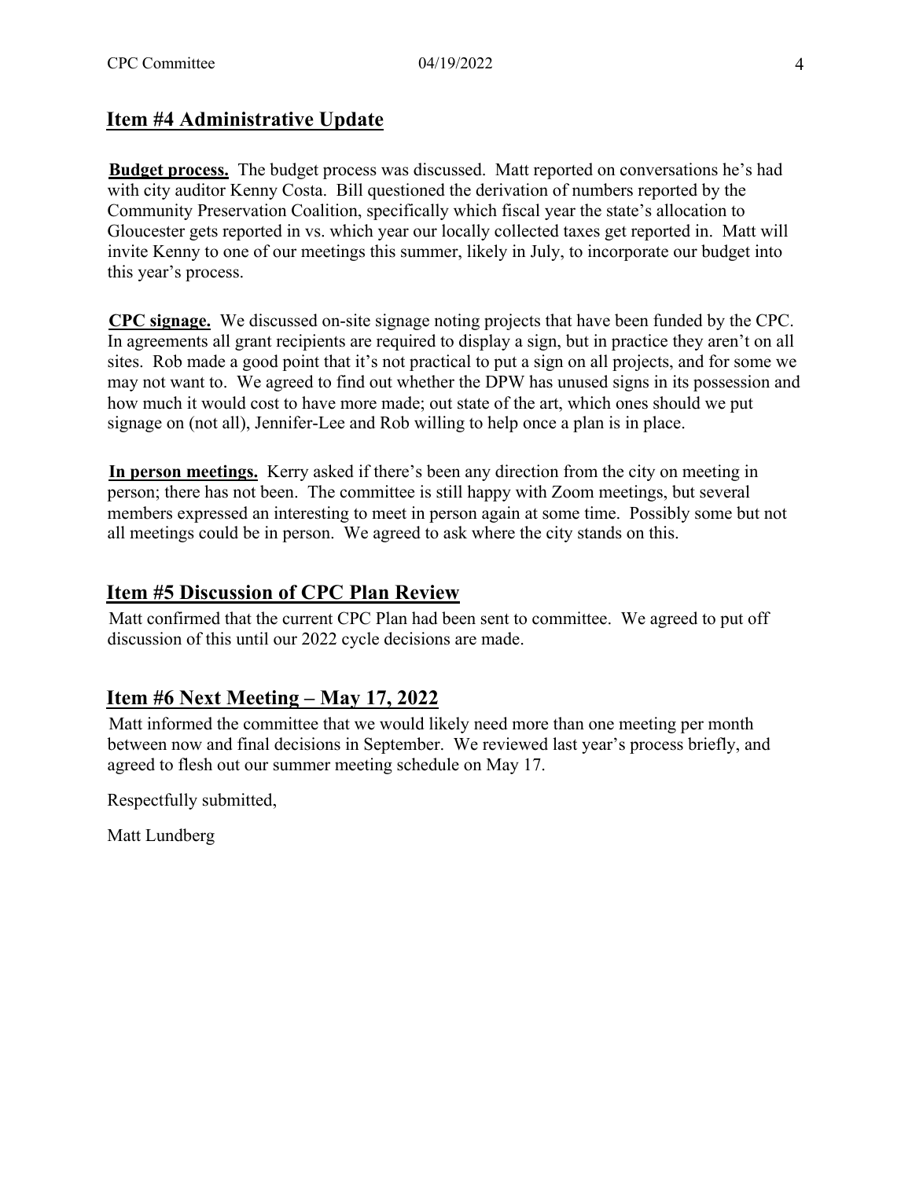## Item #4 Administrative Update

**Budget process.** The budget process was discussed. Matt reported on conversations he's had with city auditor Kenny Costa. Bill questioned the derivation of numbers reported by the Community Preservation Coalition, specifically which fiscal year the state's allocation to Gloucester gets reported in vs. which year our locally collected taxes get reported in. Matt will invite Kenny to one of our meetings this summer, likely in July, to incorporate our budget into this year's process.

**CPC signage.** We discussed on-site signage noting projects that have been funded by the CPC. In agreements all grant recipients are required to display a sign, but in practice they aren't on all sites. Rob made a good point that it's not practical to put a sign on all projects, and for some we may not want to. We agreed to find out whether the DPW has unused signs in its possession and how much it would cost to have more made; out state of the art, which ones should we put signage on (not all), Jennifer-Lee and Rob willing to help once a plan is in place.

**In person meetings.** Kerry asked if there's been any direction from the city on meeting in person; there has not been. The committee is still happy with Zoom meetings, but several members expressed an interesting to meet in person again at some time. Possibly some but not all meetings could be in person. We agreed to ask where the city stands on this.

## Item #5 Discussion of CPC Plan Review

Matt confirmed that the current CPC Plan had been sent to committee. We agreed to put off discussion of this until our 2022 cycle decisions are made.

## Item #6 Next Meeting – May 17, 2022

Matt informed the committee that we would likely need more than one meeting per month between now and final decisions in September. We reviewed last year's process briefly, and agreed to flesh out our summer meeting schedule on May 17.

Respectfully submitted,

Matt Lundberg